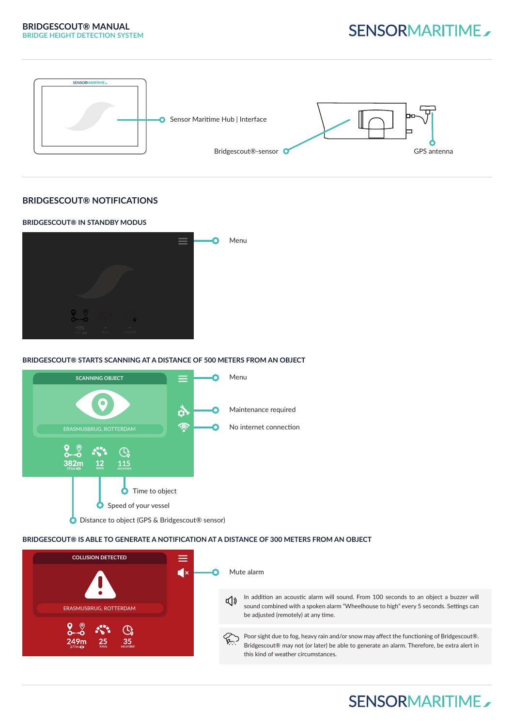# BRIDGESCOUT® MANUAL
BRIDGE HEIGHT DETECTION SYSTEM

Sensor Maritime Hub | Interface

Bridgescout®-sensor

GPS antenna

## BRIDGESCOUT® NOTIFICATIONS

### BRIDGESCOUT® IN STANDBY MODUS

Menu

### BRIDGESCOUT® STARTS SCANNING AT A DISTANCE OF 500 METERS FROM AN OBJECT

SCANNING OBJECT

ERASMUSBRUG, ROTTERDAM

382m 12 km/u 115 seconden

Menu

Maintenance required

No internet connection

Time to object

Speed of your vessel

Distance to object (GPS & Bridgescout® sensor)

### BRIDGESCOUT® IS ABLE TO GENERATE A NOTIFICATION AT A DISTANCE OF 300 METERS FROM AN OBJECT

COLLISION DETECTED

ERASMUSBRUG, ROTTERDAM

249m 25 km/u 35 seconden

Mute alarm

In addition an acoustic alarm will sound. From 100 seconds to an object a buzzer will sound combined with a spoken alarm "Wheelhouse to high" every 5 seconds. Settings can be adjusted (remotely) at any time.

Poor sight due to fog, heavy rain and/or snow may affect the functioning of Bridgescout®. Bridgescout® may not (or later) be able to generate an alarm. Therefore, be extra alert in this kind of weather circumstances.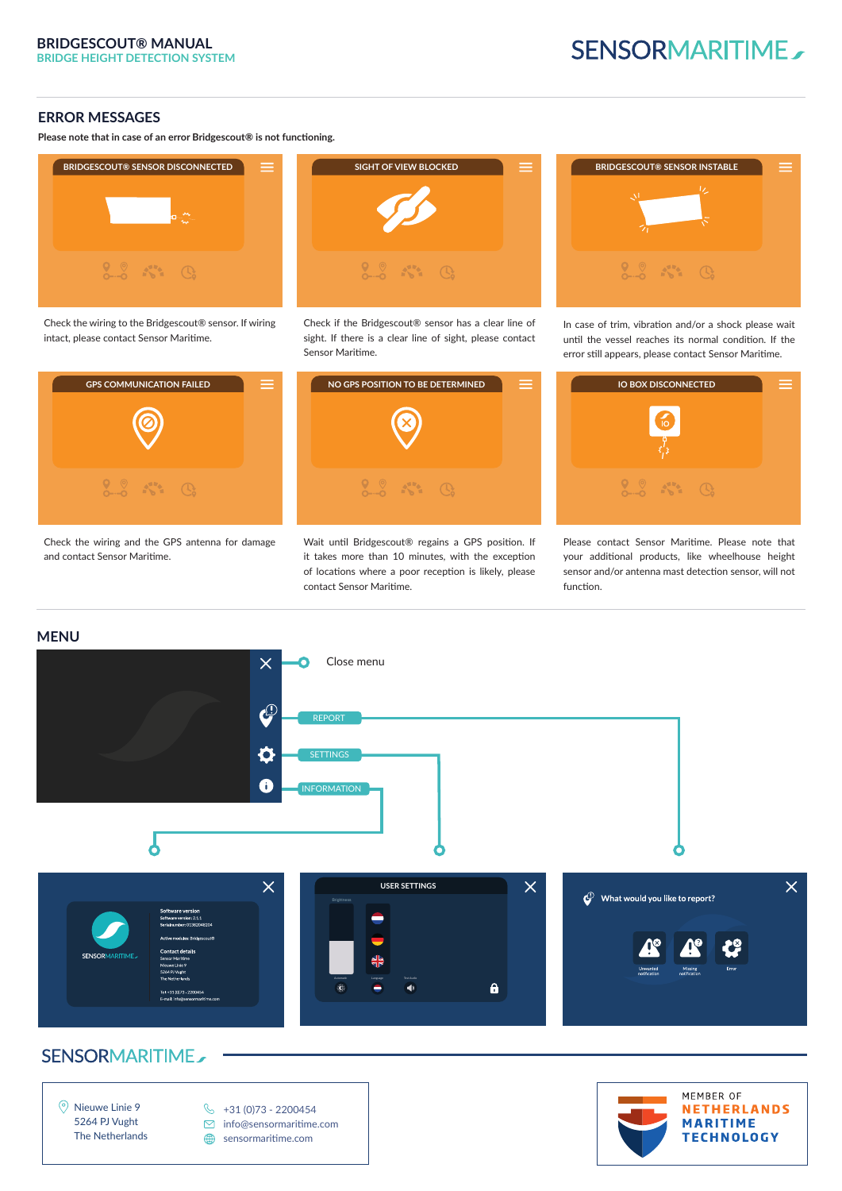## ERROR MESSAGES

**Please note that in case of an error Bridgescout® is not functioning.**

**BRIDGESCOUT® SENSOR DISCONNECTED**

Check the wiring to the Bridgescout® sensor. If wiring intact, please contact Sensor Maritime.

**SIGHT OF VIEW BLOCKED**

Check if the Bridgescout® sensor has a clear line of sight. If there is a clear line of sight, please contact Sensor Maritime.

**BRIDGESCOUT® SENSOR INSTABLE**

In case of trim, vibration and/or a shock please wait until the vessel reaches its normal condition. If the error still appears, please contact Sensor Maritime.

**GPS COMMUNICATION FAILED**

Check the wiring and the GPS antenna for damage and contact Sensor Maritime.

**NO GPS POSITION TO BE DETERMINED**

Wait until Bridgescout® regains a GPS position. If it takes more than 10 minutes, with the exception of locations where a poor reception is likely, please contact Sensor Maritime.

**IO BOX DISCONNECTED**

Please contact Sensor Maritime. Please note that your additional products, like wheelhouse height sensor and/or antenna mast detection sensor, will not function.

## MENU

Close menu

REPORT

SETTINGS

INFORMATION

USER SETTINGS

What would you like to report?

SENSORMARITIME

Nieuwe Linie 9
5264 PJ Vught
The Netherlands

+31 (0)73 - 2200454
info@sensormaritime.com
sensormaritime.com

MEMBER OF NETHERLANDS MARITIME TECHNOLOGY